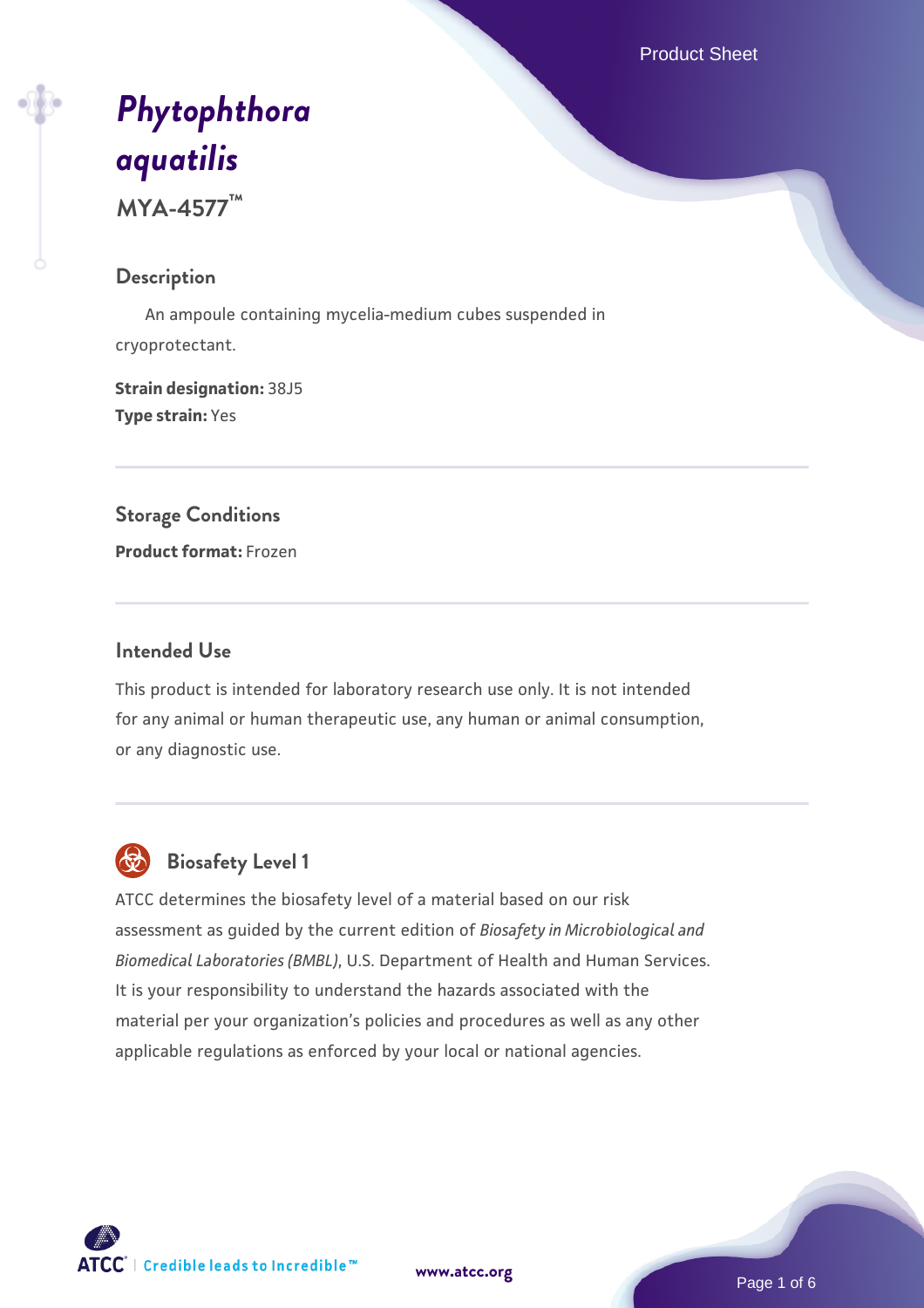# *Phytophthora aquatilis*

**MYA-4577™**

## Description

An ampoule containing mycelia-medium cubes suspended in cryoprotectant.

**Strain designation:** 38J5
**Type strain:** Yes

## Storage Conditions

**Product format:** Frozen

## Intended Use

This product is intended for laboratory research use only. It is not intended for any animal or human therapeutic use, any human or animal consumption, or any diagnostic use.

## Biosafety Level 1

ATCC determines the biosafety level of a material based on our risk assessment as guided by the current edition of *Biosafety in Microbiological and Biomedical Laboratories (BMBL)*, U.S. Department of Health and Human Services. It is your responsibility to understand the hazards associated with the material per your organization's policies and procedures as well as any other applicable regulations as enforced by your local or national agencies.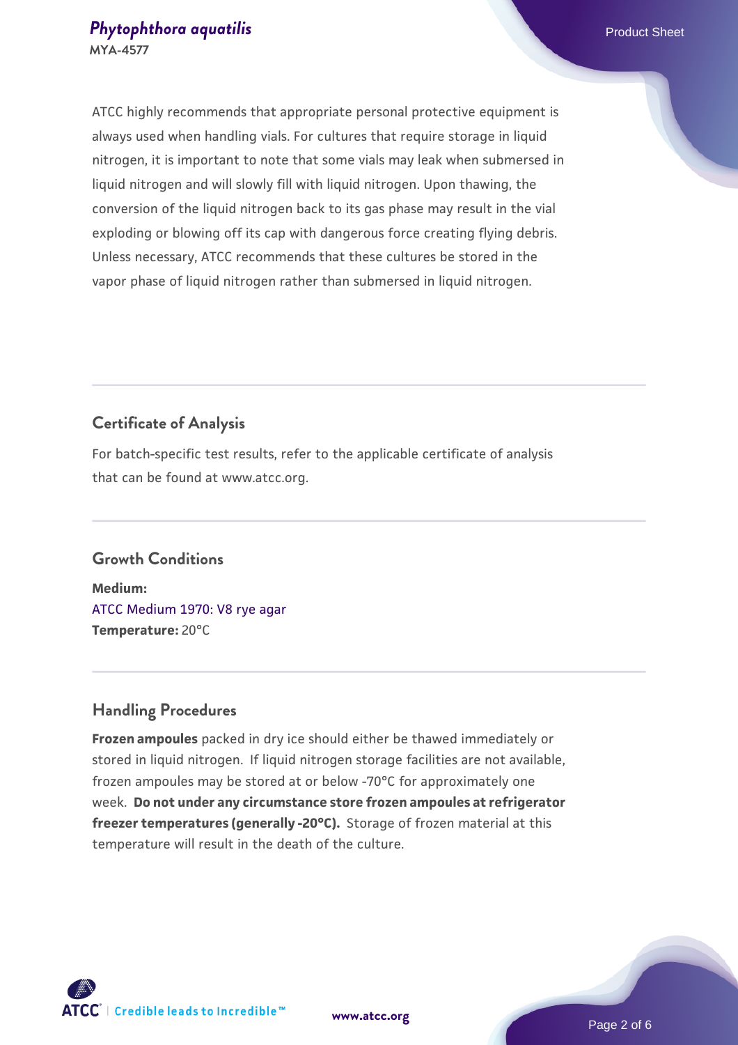ATCC highly recommends that appropriate personal protective equipment is always used when handling vials. For cultures that require storage in liquid nitrogen, it is important to note that some vials may leak when submersed in liquid nitrogen and will slowly fill with liquid nitrogen. Upon thawing, the conversion of the liquid nitrogen back to its gas phase may result in the vial exploding or blowing off its cap with dangerous force creating flying debris. Unless necessary, ATCC recommends that these cultures be stored in the vapor phase of liquid nitrogen rather than submersed in liquid nitrogen.

## Certificate of Analysis

For batch-specific test results, refer to the applicable certificate of analysis that can be found at www.atcc.org.

## Growth Conditions

**Medium:**
ATCC Medium 1970: V8 rye agar
**Temperature:** 20°C

## Handling Procedures

**Frozen ampoules** packed in dry ice should either be thawed immediately or stored in liquid nitrogen. If liquid nitrogen storage facilities are not available, frozen ampoules may be stored at or below -70°C for approximately one week. **Do not under any circumstance store frozen ampoules at refrigerator freezer temperatures (generally -20°C).** Storage of frozen material at this temperature will result in the death of the culture.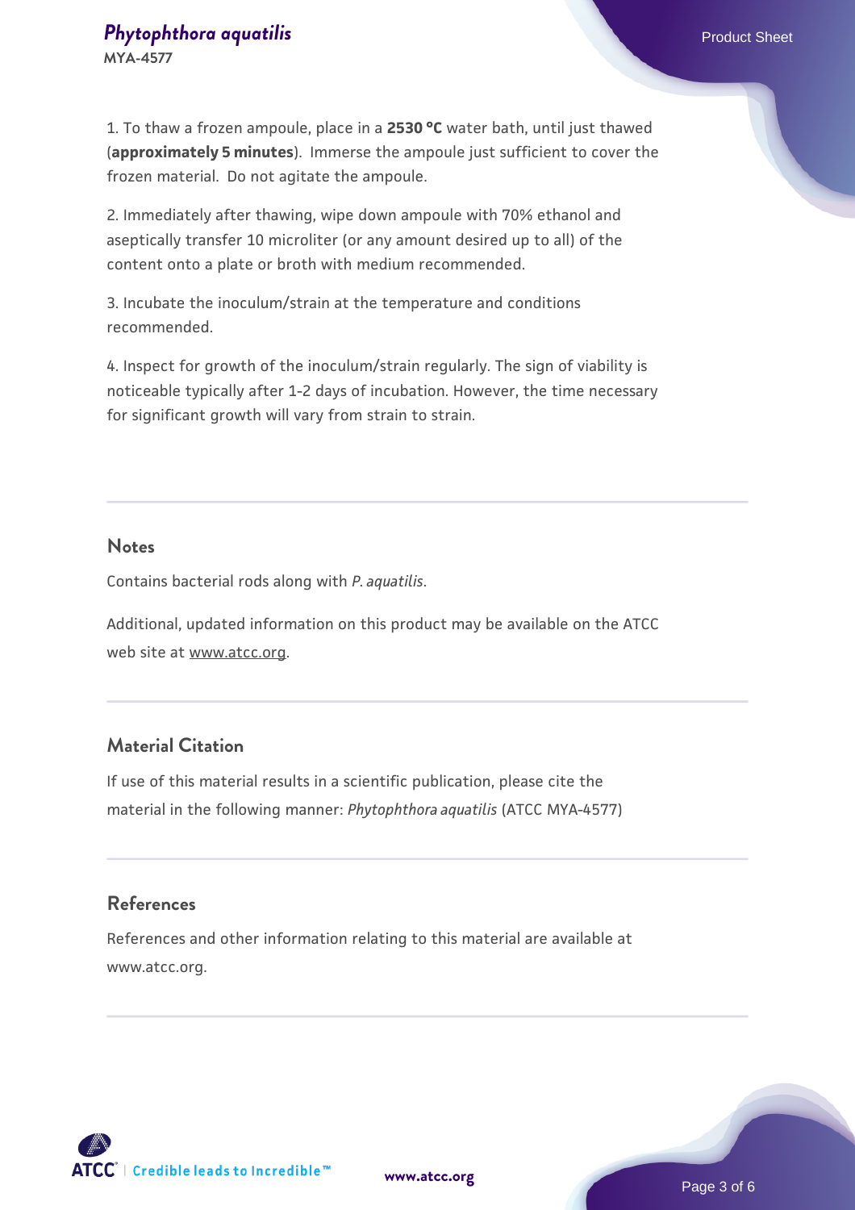1. To thaw a frozen ampoule, place in a **2530 °C** water bath, until just thawed (**approximately 5 minutes**). Immerse the ampoule just sufficient to cover the frozen material. Do not agitate the ampoule.

2. Immediately after thawing, wipe down ampoule with 70% ethanol and aseptically transfer 10 microliter (or any amount desired up to all) of the content onto a plate or broth with medium recommended.

3. Incubate the inoculum/strain at the temperature and conditions recommended.

4. Inspect for growth of the inoculum/strain regularly. The sign of viability is noticeable typically after 1-2 days of incubation. However, the time necessary for significant growth will vary from strain to strain.

## Notes

Contains bacterial rods along with *P. aquatilis*.

Additional, updated information on this product may be available on the ATCC web site at www.atcc.org.

## Material Citation

If use of this material results in a scientific publication, please cite the material in the following manner: *Phytophthora aquatilis* (ATCC MYA-4577)

## References

References and other information relating to this material are available at www.atcc.org.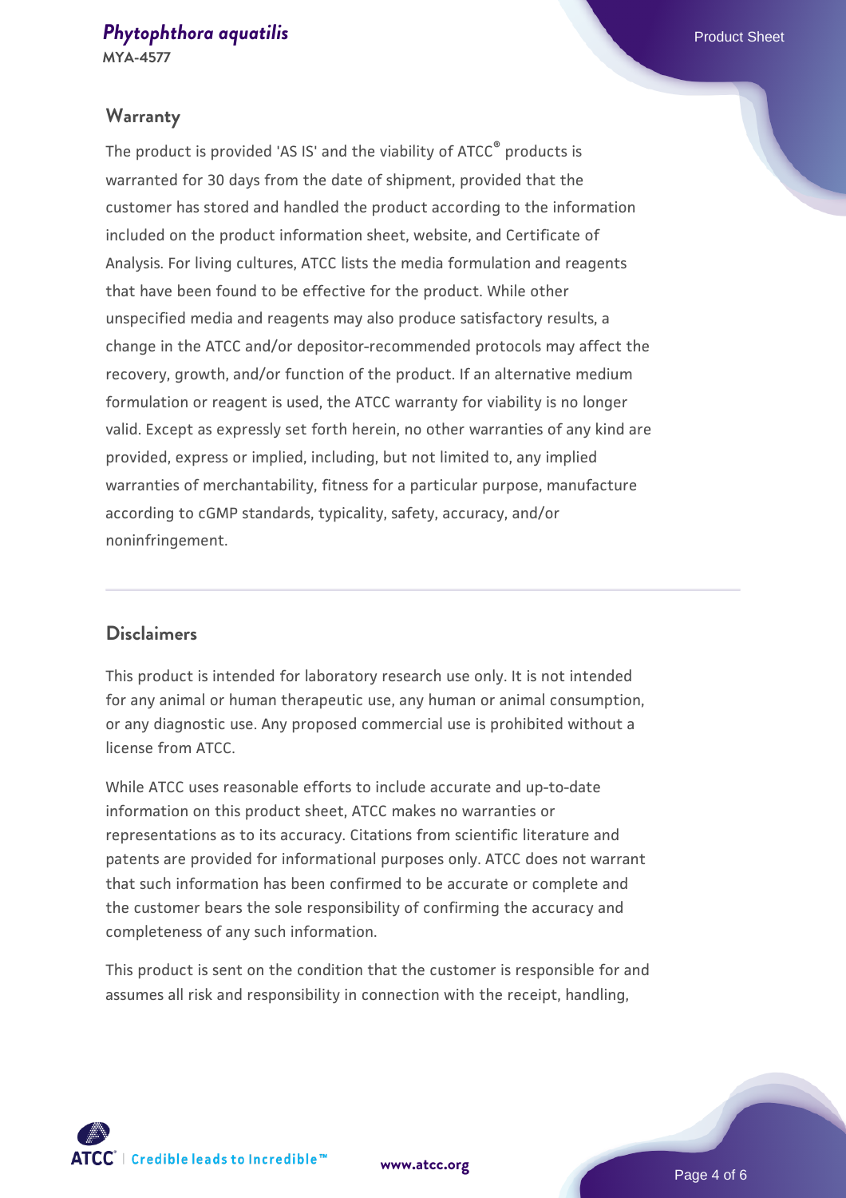## Warranty

The product is provided 'AS IS' and the viability of ATCC® products is warranted for 30 days from the date of shipment, provided that the customer has stored and handled the product according to the information included on the product information sheet, website, and Certificate of Analysis. For living cultures, ATCC lists the media formulation and reagents that have been found to be effective for the product. While other unspecified media and reagents may also produce satisfactory results, a change in the ATCC and/or depositor-recommended protocols may affect the recovery, growth, and/or function of the product. If an alternative medium formulation or reagent is used, the ATCC warranty for viability is no longer valid. Except as expressly set forth herein, no other warranties of any kind are provided, express or implied, including, but not limited to, any implied warranties of merchantability, fitness for a particular purpose, manufacture according to cGMP standards, typicality, safety, accuracy, and/or noninfringement.

## Disclaimers

This product is intended for laboratory research use only. It is not intended for any animal or human therapeutic use, any human or animal consumption, or any diagnostic use. Any proposed commercial use is prohibited without a license from ATCC.

While ATCC uses reasonable efforts to include accurate and up-to-date information on this product sheet, ATCC makes no warranties or representations as to its accuracy. Citations from scientific literature and patents are provided for informational purposes only. ATCC does not warrant that such information has been confirmed to be accurate or complete and the customer bears the sole responsibility of confirming the accuracy and completeness of any such information.

This product is sent on the condition that the customer is responsible for and assumes all risk and responsibility in connection with the receipt, handling,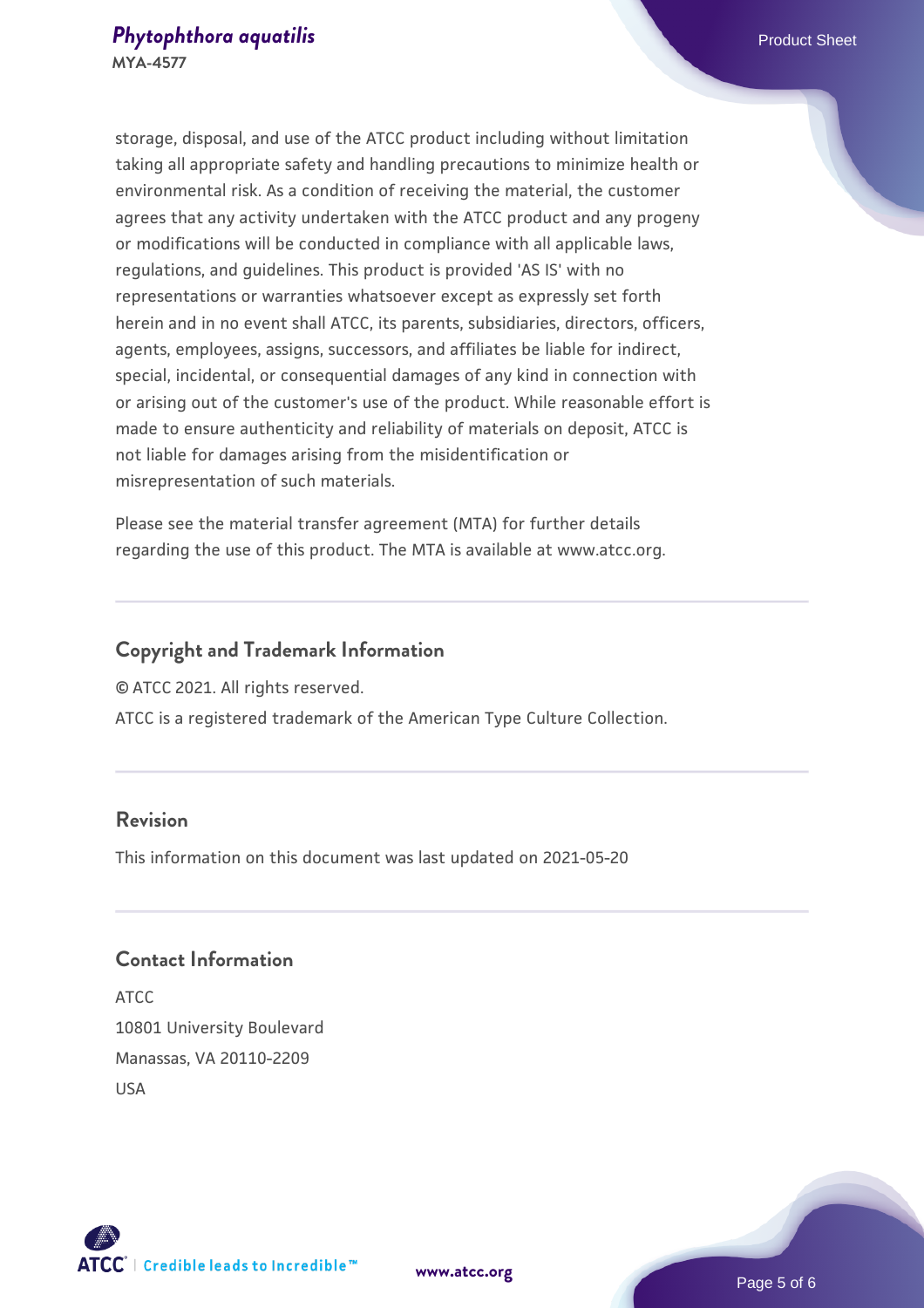storage, disposal, and use of the ATCC product including without limitation taking all appropriate safety and handling precautions to minimize health or environmental risk. As a condition of receiving the material, the customer agrees that any activity undertaken with the ATCC product and any progeny or modifications will be conducted in compliance with all applicable laws, regulations, and guidelines. This product is provided 'AS IS' with no representations or warranties whatsoever except as expressly set forth herein and in no event shall ATCC, its parents, subsidiaries, directors, officers, agents, employees, assigns, successors, and affiliates be liable for indirect, special, incidental, or consequential damages of any kind in connection with or arising out of the customer's use of the product. While reasonable effort is made to ensure authenticity and reliability of materials on deposit, ATCC is not liable for damages arising from the misidentification or misrepresentation of such materials.

Please see the material transfer agreement (MTA) for further details regarding the use of this product. The MTA is available at www.atcc.org.

## Copyright and Trademark Information

© ATCC 2021. All rights reserved.

ATCC is a registered trademark of the American Type Culture Collection.

## Revision

This information on this document was last updated on 2021-05-20

## Contact Information

ATCC
10801 University Boulevard
Manassas, VA 20110-2209
USA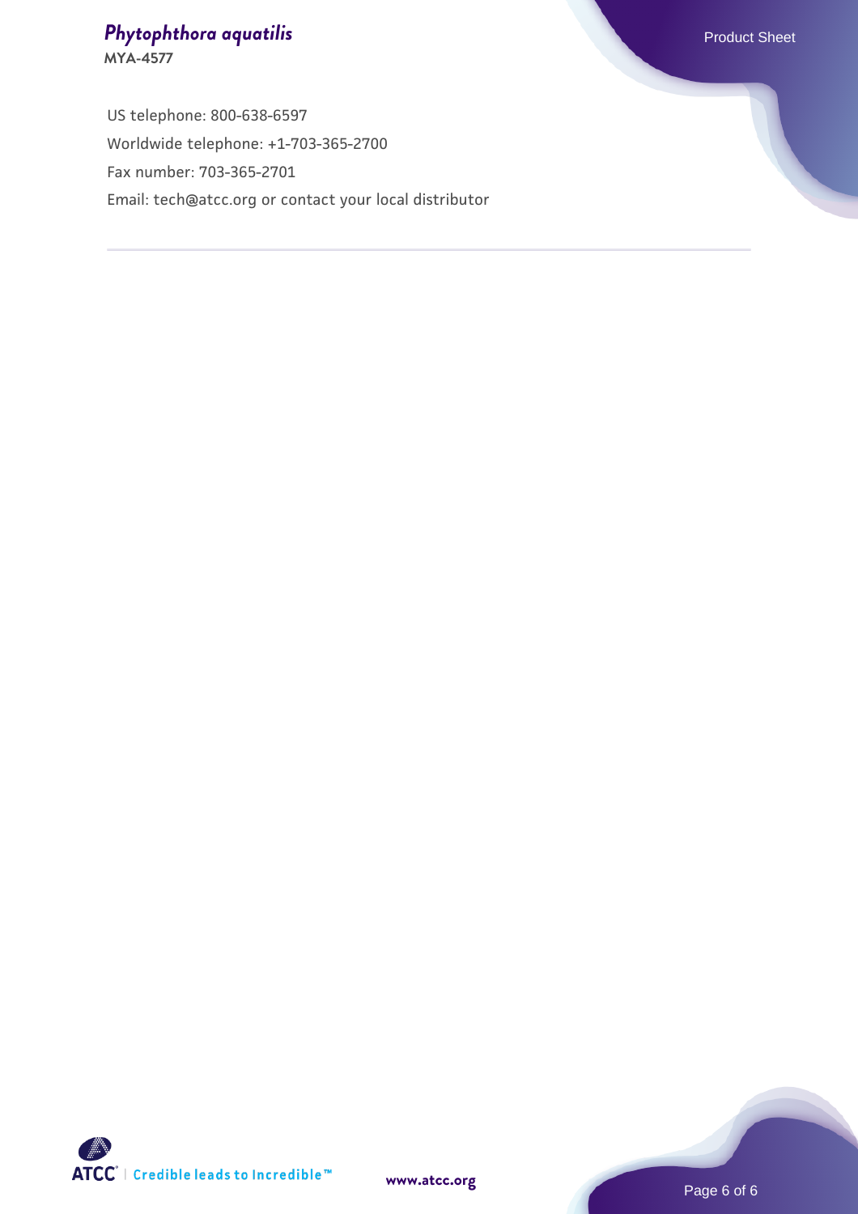US telephone: 800-638-6597

Worldwide telephone: +1-703-365-2700

Fax number: 703-365-2701

Email: tech@atcc.org or contact your local distributor